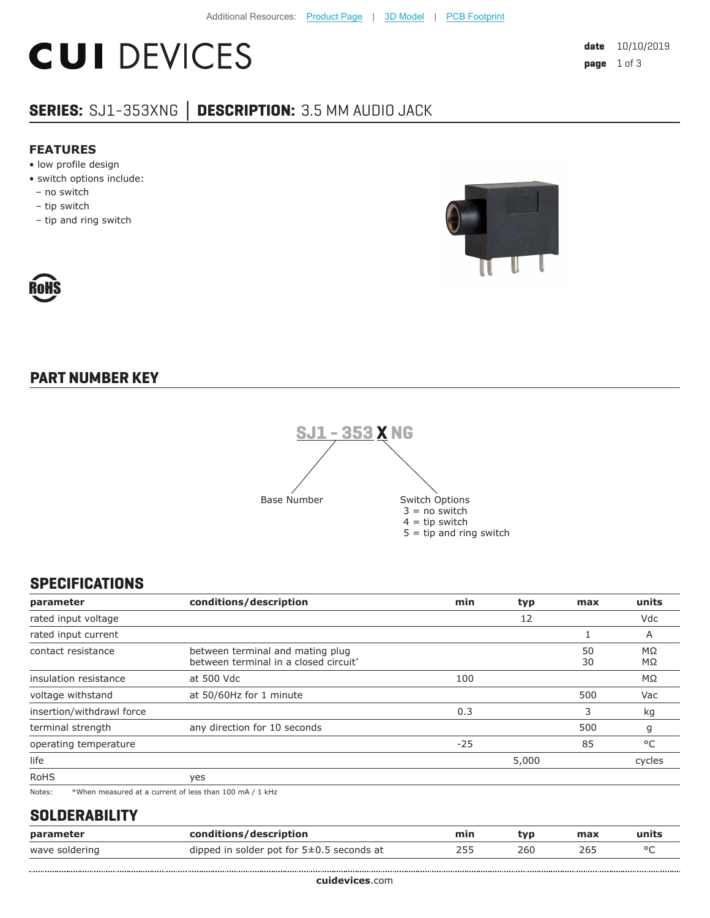Additional Resources: Product Page | 3D Model | PCB Footprint

# CUI DEVICES

**date** 10/10/2019

## SERIES: SJ1-353XNG | DESCRIPTION: 3.5 MM AUDIO JACK

### FEATURES

- low profile design
- switch options include:
  - no switch
  - tip switch
  - tip and ring switch

RoHS

## PART NUMBER KEY

**SJ1 - 353 X NG**

Base Number: SJ1 - 353

Switch Options (X):
- 3 = no switch
- 4 = tip switch
- 5 = tip and ring switch

## SPECIFICATIONS

| parameter | conditions/description | min | typ | max | units |
|---|---|---|---|---|---|
| rated input voltage | | | 12 | | Vdc |
| rated input current | | | | 1 | A |
| contact resistance | between terminal and mating plug<br>between terminal in a closed circuit* | | | 50<br>30 | MΩ<br>MΩ |
| insulation resistance | at 500 Vdc | 100 | | | MΩ |
| voltage withstand | at 50/60Hz for 1 minute | | | 500 | Vac |
| insertion/withdrawl force | | 0.3 | | 3 | kg |
| terminal strength | any direction for 10 seconds | | | 500 | g |
| operating temperature | | -25 | | 85 | °C |
| life | | | 5,000 | | cycles |
| RoHS | yes | | | | |

Notes: *When measured at a current of less than 100 mA / 1 kHz

## SOLDERABILITY

| parameter | conditions/description | min | typ | max | units |
|---|---|---|---|---|---|
| wave soldering | dipped in solder pot for 5±0.5 seconds at | 255 | 260 | 265 | °C |

**cuidevices**.com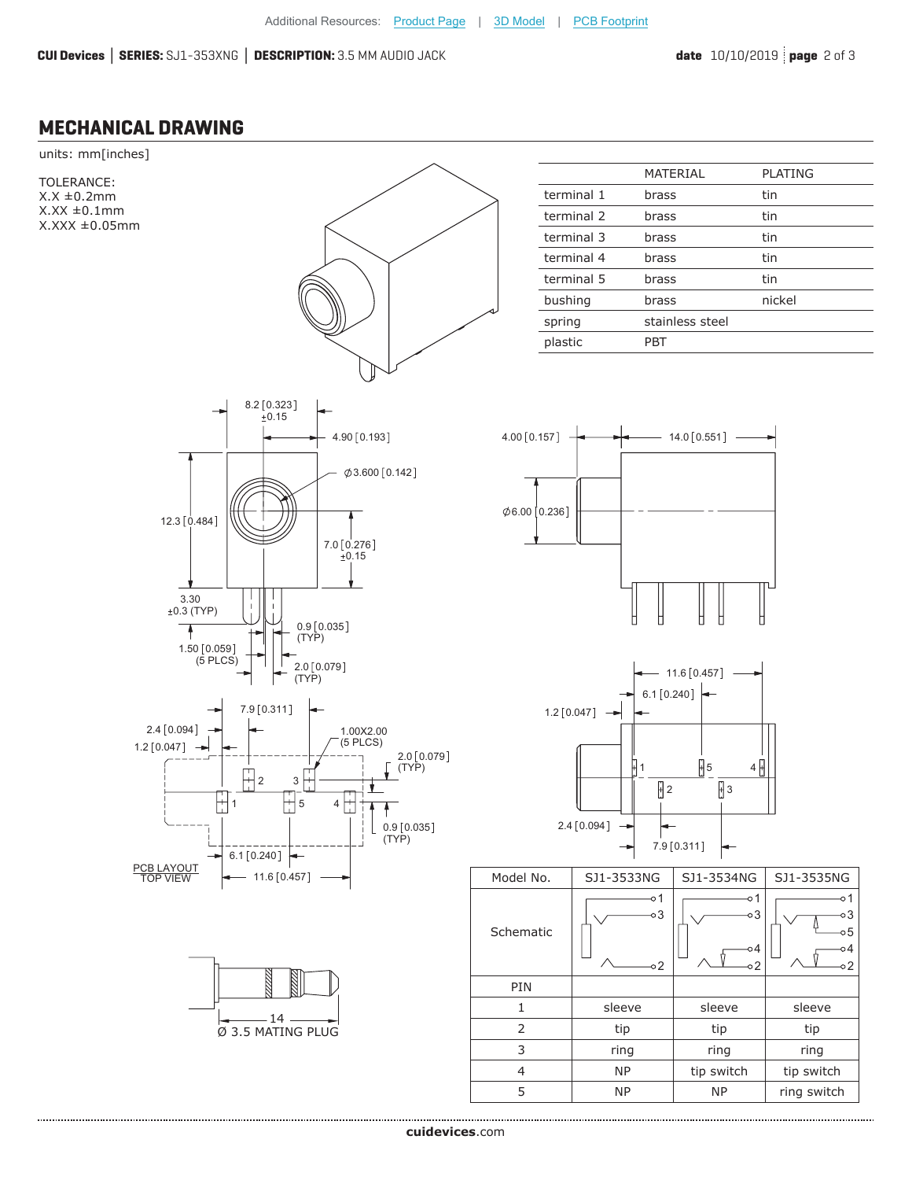Additional Resources: Product Page | 3D Model | PCB Footprint

## MECHANICAL DRAWING

units: mm[inches]

TOLERANCE:
X.X ±0.2mm
X.XX ±0.1mm
X.XXX ±0.05mm

| | MATERIAL | PLATING |
|---|---|---|
| terminal 1 | brass | tin |
| terminal 2 | brass | tin |
| terminal 3 | brass | tin |
| terminal 4 | brass | tin |
| terminal 5 | brass | tin |
| bushing | brass | nickel |
| spring | stainless steel | |
| plastic | PBT | |

8.2 [0.323] ±0.15
4.90 [0.193]
Ø3.600 [0.142]
12.3 [0.484]
7.0 [0.276] ±0.15
3.30 ±0.3 (TYP)
0.9 [0.035] (TYP)
1.50 [0.059] (5 PLCS)
2.0 [0.079] (TYP)

4.00 [0.157]
14.0 [0.551]
Ø6.00 [0.236]

7.9 [0.311]
2.4 [0.094]
1.2 [0.047]
1.00X2.00 (5 PLCS)
2.0 [0.079] (TYP)
0.9 [0.035] (TYP)
6.1 [0.240]
11.6 [0.457]

PCB LAYOUT TOP VIEW

11.6 [0.457]
6.1 [0.240]
1.2 [0.047]
2.4 [0.094]
7.9 [0.311]

14
Ø 3.5 MATING PLUG

| Model No. | SJ1-3533NG | SJ1-3534NG | SJ1-3535NG |
|---|---|---|---|
| Schematic | | | |
| PIN | | | |
| 1 | sleeve | sleeve | sleeve |
| 2 | tip | tip | tip |
| 3 | ring | ring | ring |
| 4 | NP | tip switch | tip switch |
| 5 | NP | NP | ring switch |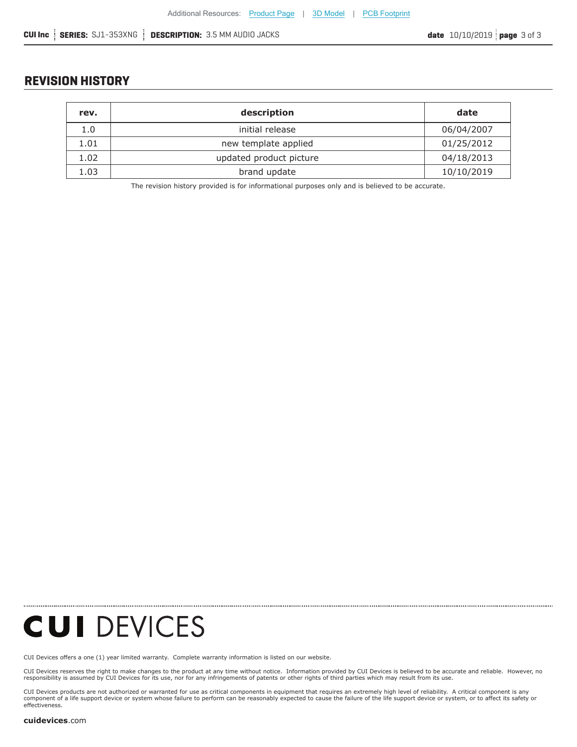## REVISION HISTORY

| rev. | description | date |
| --- | --- | --- |
| 1.0 | initial release | 06/04/2007 |
| 1.01 | new template applied | 01/25/2012 |
| 1.02 | updated product picture | 04/18/2013 |
| 1.03 | brand update | 10/10/2019 |

The revision history provided is for informational purposes only and is believed to be accurate.

**CUI** DEVICES

CUI Devices offers a one (1) year limited warranty. Complete warranty information is listed on our website.

CUI Devices reserves the right to make changes to the product at any time without notice. Information provided by CUI Devices is believed to be accurate and reliable. However, no responsibility is assumed by CUI Devices for its use, nor for any infringements of patents or other rights of third parties which may result from its use.

CUI Devices products are not authorized or warranted for use as critical components in equipment that requires an extremely high level of reliability. A critical component is any component of a life support device or system whose failure to perform can be reasonably expected to cause the failure of the life support device or system, or to affect its safety or effectiveness.

**cuidevices**.com